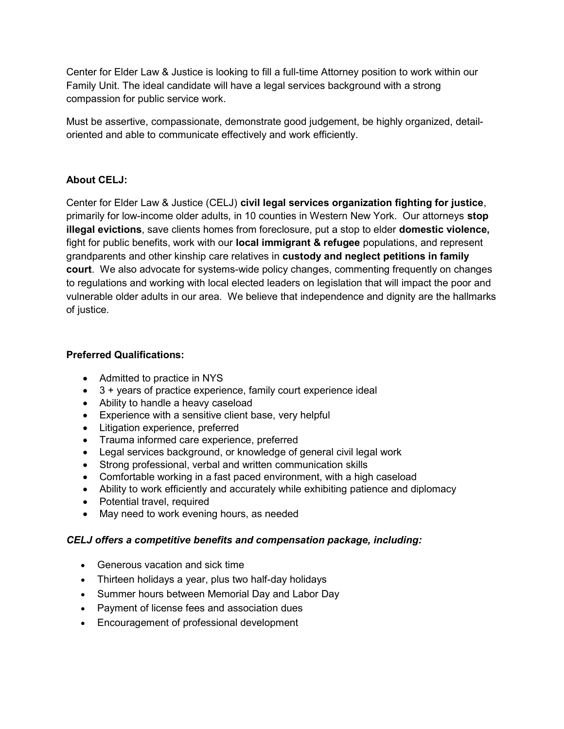Center for Elder Law & Justice is looking to fill a full-time Attorney position to work within our Family Unit. The ideal candidate will have a legal services background with a strong compassion for public service work.

Must be assertive, compassionate, demonstrate good judgement, be highly organized, detail-oriented and able to communicate effectively and work efficiently.

**About CELJ:**

Center for Elder Law & Justice (CELJ) **civil legal services organization fighting for justice**, primarily for low-income older adults, in 10 counties in Western New York. Our attorneys **stop illegal evictions**, save clients homes from foreclosure, put a stop to elder **domestic violence,** fight for public benefits, work with our **local immigrant & refugee** populations, and represent grandparents and other kinship care relatives in **custody and neglect petitions in family court**. We also advocate for systems-wide policy changes, commenting frequently on changes to regulations and working with local elected leaders on legislation that will impact the poor and vulnerable older adults in our area. We believe that independence and dignity are the hallmarks of justice.

**Preferred Qualifications:**

- Admitted to practice in NYS
- 3 + years of practice experience, family court experience ideal
- Ability to handle a heavy caseload
- Experience with a sensitive client base, very helpful
- Litigation experience, preferred
- Trauma informed care experience, preferred
- Legal services background, or knowledge of general civil legal work
- Strong professional, verbal and written communication skills
- Comfortable working in a fast paced environment, with a high caseload
- Ability to work efficiently and accurately while exhibiting patience and diplomacy
- Potential travel, required
- May need to work evening hours, as needed

***CELJ offers a competitive benefits and compensation package, including:***

- Generous vacation and sick time
- Thirteen holidays a year, plus two half-day holidays
- Summer hours between Memorial Day and Labor Day
- Payment of license fees and association dues
- Encouragement of professional development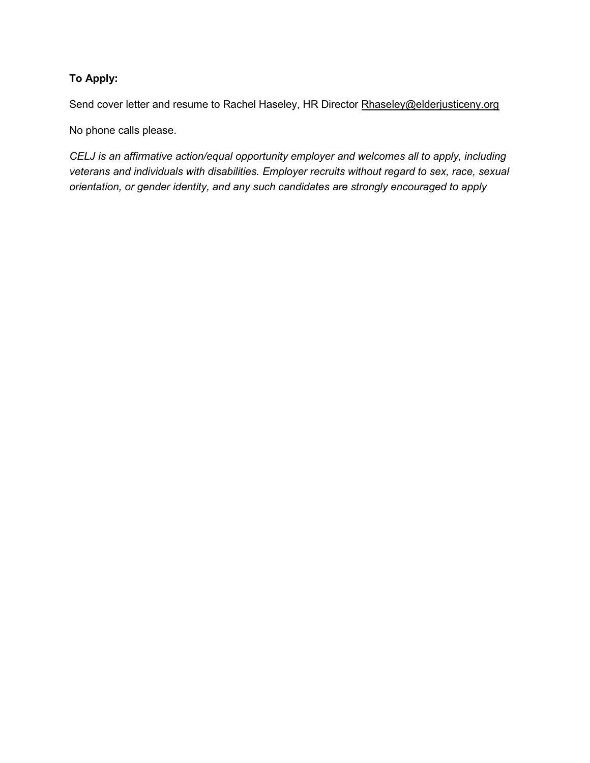**To Apply:**

Send cover letter and resume to Rachel Haseley, HR Director Rhaseley@elderjusticeny.org

No phone calls please.

*CELJ is an affirmative action/equal opportunity employer and welcomes all to apply, including veterans and individuals with disabilities. Employer recruits without regard to sex, race, sexual orientation, or gender identity, and any such candidates are strongly encouraged to apply*